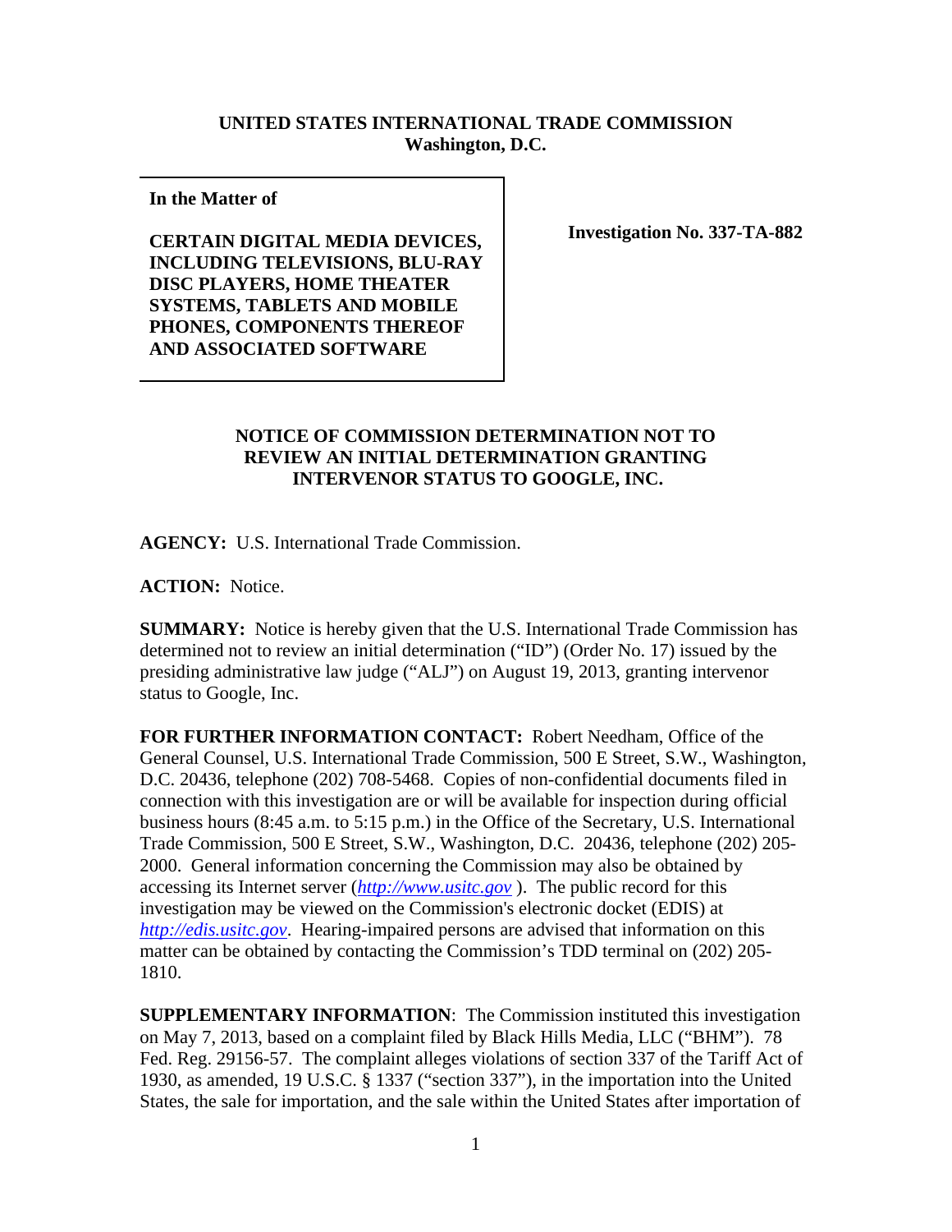**UNITED STATES INTERNATIONAL TRADE COMMISSION**
**Washington, D.C.**

| In the Matter of<br><br>**CERTAIN DIGITAL MEDIA DEVICES, INCLUDING TELEVISIONS, BLU-RAY DISC PLAYERS, HOME THEATER SYSTEMS, TABLETS AND MOBILE PHONES, COMPONENTS THEREOF AND ASSOCIATED SOFTWARE** | **Investigation No. 337-TA-882** |
| --- | --- |

**NOTICE OF COMMISSION DETERMINATION NOT TO REVIEW AN INITIAL DETERMINATION GRANTING INTERVENOR STATUS TO GOOGLE, INC.**

**AGENCY:** U.S. International Trade Commission.

**ACTION:** Notice.

**SUMMARY:** Notice is hereby given that the U.S. International Trade Commission has determined not to review an initial determination ("ID") (Order No. 17) issued by the presiding administrative law judge ("ALJ") on August 19, 2013, granting intervenor status to Google, Inc.

**FOR FURTHER INFORMATION CONTACT:** Robert Needham, Office of the General Counsel, U.S. International Trade Commission, 500 E Street, S.W., Washington, D.C. 20436, telephone (202) 708-5468. Copies of non-confidential documents filed in connection with this investigation are or will be available for inspection during official business hours (8:45 a.m. to 5:15 p.m.) in the Office of the Secretary, U.S. International Trade Commission, 500 E Street, S.W., Washington, D.C. 20436, telephone (202) 205-2000. General information concerning the Commission may also be obtained by accessing its Internet server (*http://www.usitc.gov* ). The public record for this investigation may be viewed on the Commission's electronic docket (EDIS) at *http://edis.usitc.gov*. Hearing-impaired persons are advised that information on this matter can be obtained by contacting the Commission's TDD terminal on (202) 205-1810.

**SUPPLEMENTARY INFORMATION**: The Commission instituted this investigation on May 7, 2013, based on a complaint filed by Black Hills Media, LLC ("BHM"). 78 Fed. Reg. 29156-57. The complaint alleges violations of section 337 of the Tariff Act of 1930, as amended, 19 U.S.C. § 1337 ("section 337"), in the importation into the United States, the sale for importation, and the sale within the United States after importation of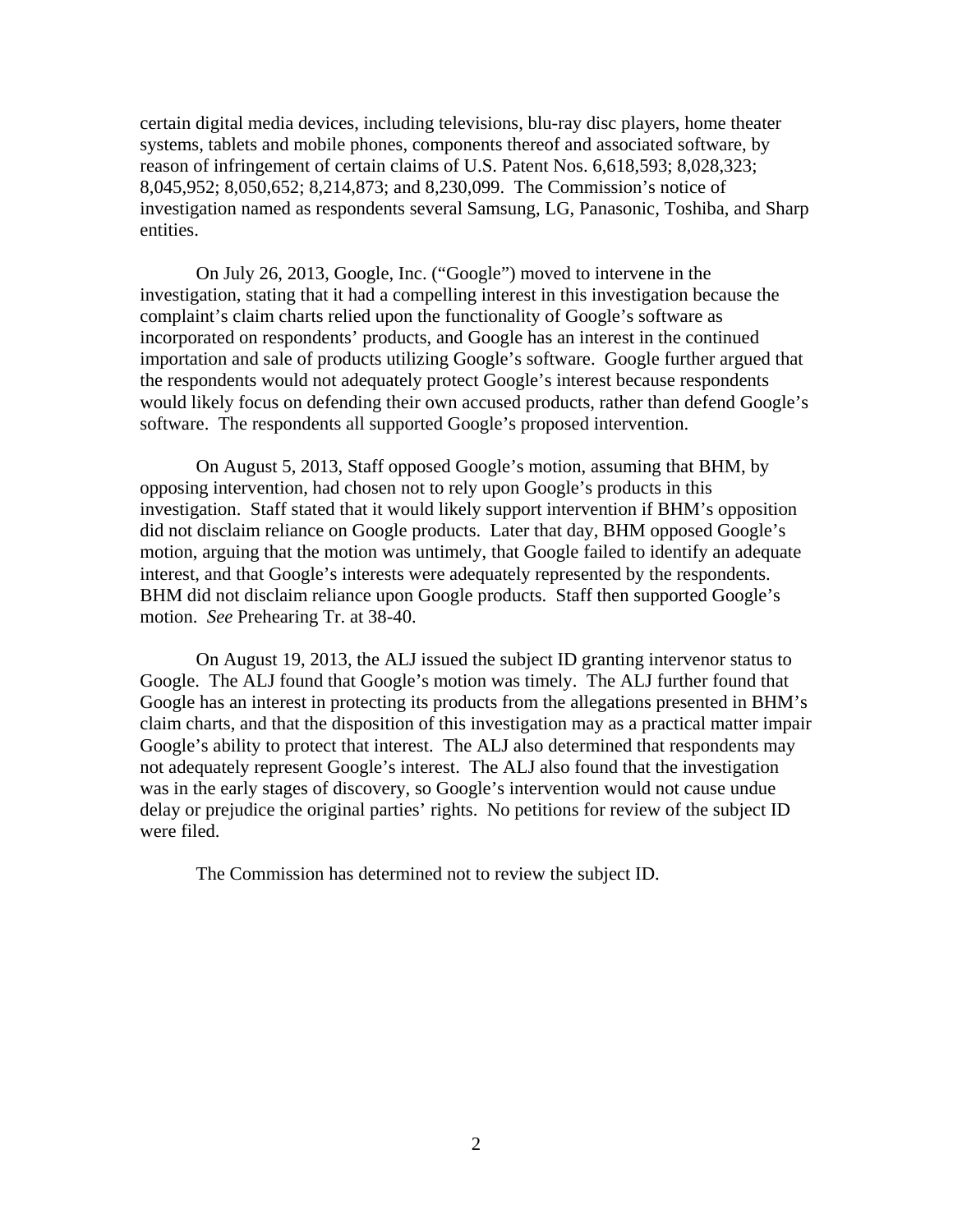certain digital media devices, including televisions, blu-ray disc players, home theater systems, tablets and mobile phones, components thereof and associated software, by reason of infringement of certain claims of U.S. Patent Nos. 6,618,593; 8,028,323; 8,045,952; 8,050,652; 8,214,873; and 8,230,099. The Commission's notice of investigation named as respondents several Samsung, LG, Panasonic, Toshiba, and Sharp entities.

On July 26, 2013, Google, Inc. ("Google") moved to intervene in the investigation, stating that it had a compelling interest in this investigation because the complaint's claim charts relied upon the functionality of Google's software as incorporated on respondents' products, and Google has an interest in the continued importation and sale of products utilizing Google's software. Google further argued that the respondents would not adequately protect Google's interest because respondents would likely focus on defending their own accused products, rather than defend Google's software. The respondents all supported Google's proposed intervention.

On August 5, 2013, Staff opposed Google's motion, assuming that BHM, by opposing intervention, had chosen not to rely upon Google's products in this investigation. Staff stated that it would likely support intervention if BHM's opposition did not disclaim reliance on Google products. Later that day, BHM opposed Google's motion, arguing that the motion was untimely, that Google failed to identify an adequate interest, and that Google's interests were adequately represented by the respondents. BHM did not disclaim reliance upon Google products. Staff then supported Google's motion. *See* Prehearing Tr. at 38-40.

On August 19, 2013, the ALJ issued the subject ID granting intervenor status to Google. The ALJ found that Google's motion was timely. The ALJ further found that Google has an interest in protecting its products from the allegations presented in BHM's claim charts, and that the disposition of this investigation may as a practical matter impair Google's ability to protect that interest. The ALJ also determined that respondents may not adequately represent Google's interest. The ALJ also found that the investigation was in the early stages of discovery, so Google's intervention would not cause undue delay or prejudice the original parties' rights. No petitions for review of the subject ID were filed.

The Commission has determined not to review the subject ID.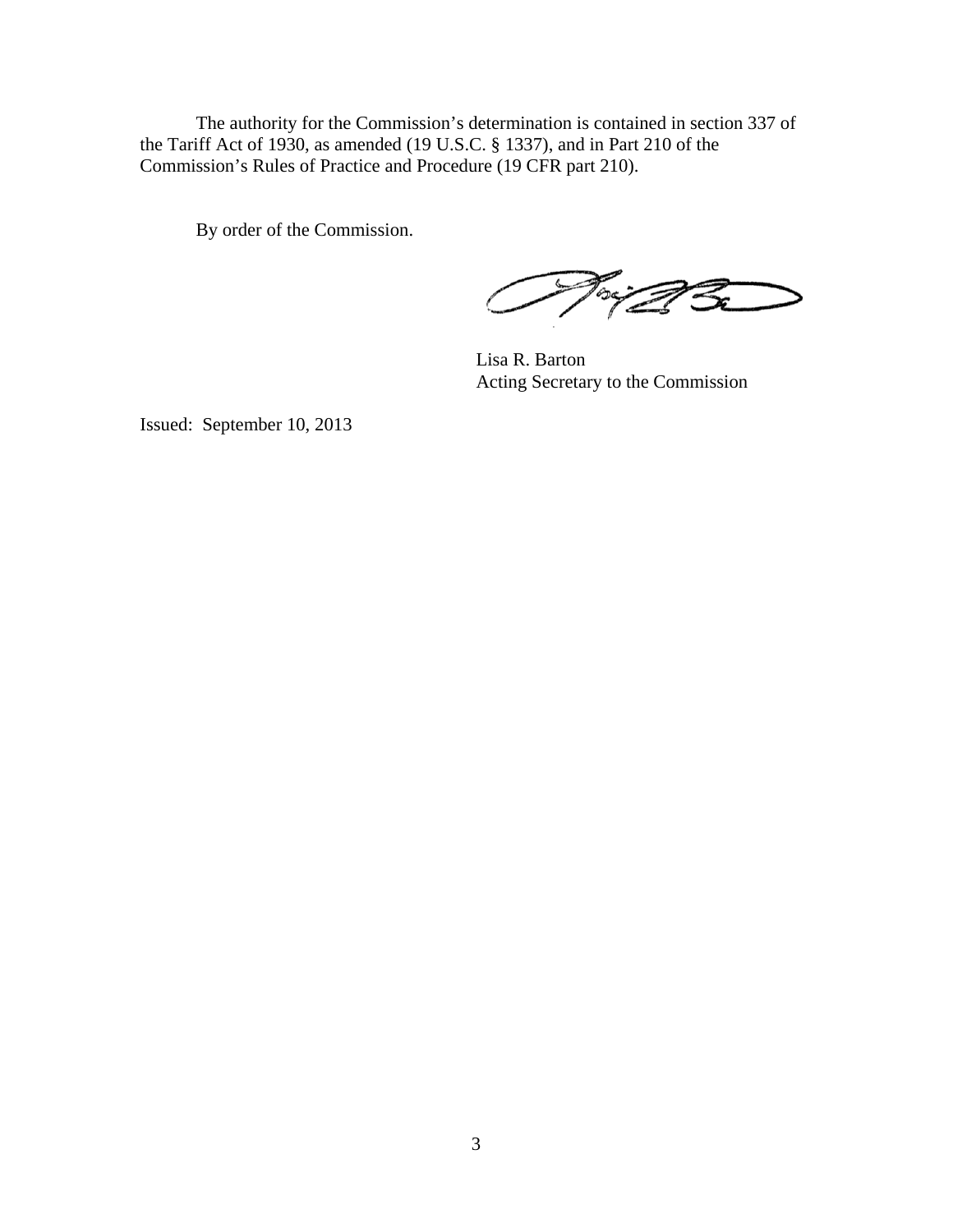The authority for the Commission's determination is contained in section 337 of the Tariff Act of 1930, as amended (19 U.S.C. § 1337), and in Part 210 of the Commission's Rules of Practice and Procedure (19 CFR part 210).

By order of the Commission.

Lisa R. Barton
Acting Secretary to the Commission

Issued: September 10, 2013